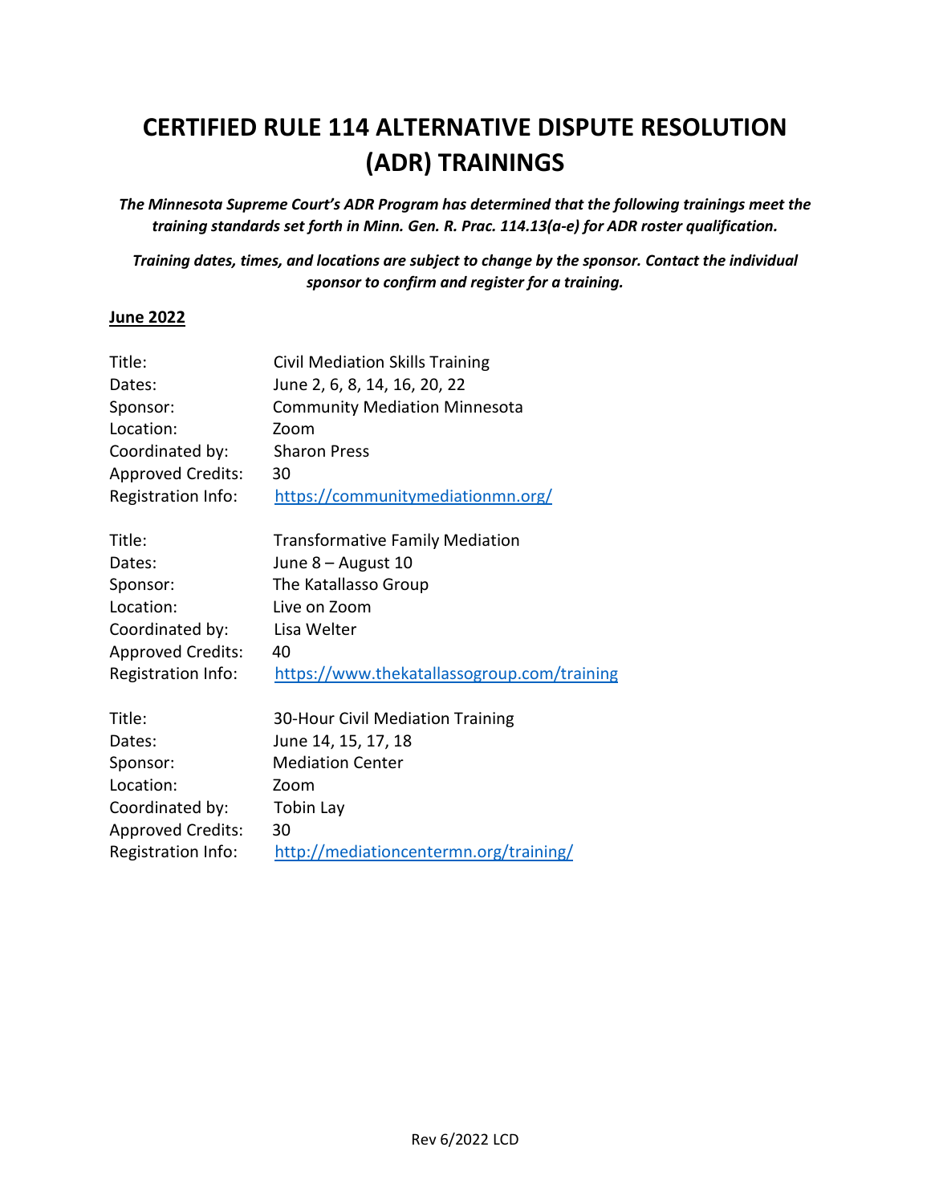# CERTIFIED RULE 114 ALTERNATIVE DISPUTE RESOLUTION (ADR) TRAININGS

***The Minnesota Supreme Court's ADR Program has determined that the following trainings meet the training standards set forth in Minn. Gen. R. Prac. 114.13(a-e) for ADR roster qualification.***

***Training dates, times, and locations are subject to change by the sponsor. Contact the individual sponsor to confirm and register for a training.***

**June 2022**

Title: Civil Mediation Skills Training
Dates: June 2, 6, 8, 14, 16, 20, 22
Sponsor: Community Mediation Minnesota
Location: Zoom
Coordinated by: Sharon Press
Approved Credits: 30
Registration Info: https://communitymediationmn.org/

Title: Transformative Family Mediation
Dates: June 8 – August 10
Sponsor: The Katallasso Group
Location: Live on Zoom
Coordinated by: Lisa Welter
Approved Credits: 40
Registration Info: https://www.thekatallassogroup.com/training

Title: 30-Hour Civil Mediation Training
Dates: June 14, 15, 17, 18
Sponsor: Mediation Center
Location: Zoom
Coordinated by: Tobin Lay
Approved Credits: 30
Registration Info: http://mediationcentermn.org/training/

Rev 6/2022 LCD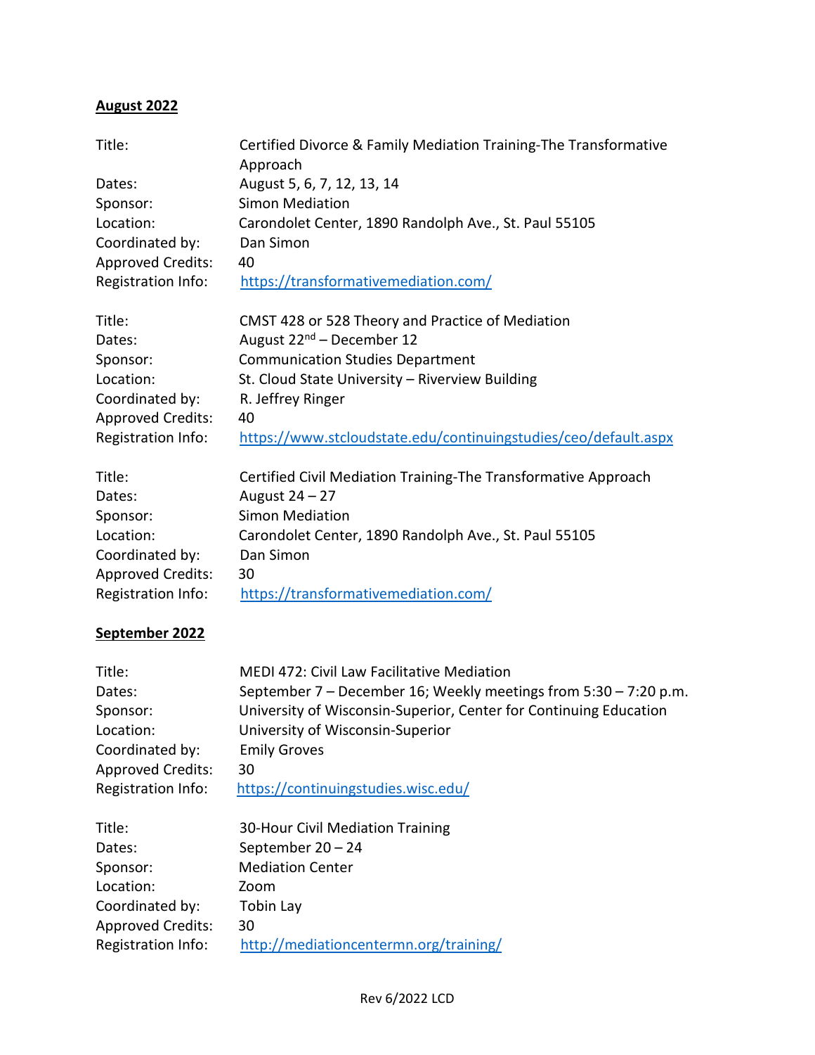**August 2022**

| | |
|---|---|
| Title: | Certified Divorce & Family Mediation Training-The Transformative Approach |
| Dates: | August 5, 6, 7, 12, 13, 14 |
| Sponsor: | Simon Mediation |
| Location: | Carondolet Center, 1890 Randolph Ave., St. Paul 55105 |
| Coordinated by: | Dan Simon |
| Approved Credits: | 40 |
| Registration Info: | https://transformativemediation.com/ |

| | |
|---|---|
| Title: | CMST 428 or 528 Theory and Practice of Mediation |
| Dates: | August 22nd – December 12 |
| Sponsor: | Communication Studies Department |
| Location: | St. Cloud State University – Riverview Building |
| Coordinated by: | R. Jeffrey Ringer |
| Approved Credits: | 40 |
| Registration Info: | https://www.stcloudstate.edu/continuingstudies/ceo/default.aspx |

| | |
|---|---|
| Title: | Certified Civil Mediation Training-The Transformative Approach |
| Dates: | August 24 – 27 |
| Sponsor: | Simon Mediation |
| Location: | Carondolet Center, 1890 Randolph Ave., St. Paul 55105 |
| Coordinated by: | Dan Simon |
| Approved Credits: | 30 |
| Registration Info: | https://transformativemediation.com/ |

**September 2022**

| | |
|---|---|
| Title: | MEDI 472: Civil Law Facilitative Mediation |
| Dates: | September 7 – December 16; Weekly meetings from 5:30 – 7:20 p.m. |
| Sponsor: | University of Wisconsin-Superior, Center for Continuing Education |
| Location: | University of Wisconsin-Superior |
| Coordinated by: | Emily Groves |
| Approved Credits: | 30 |
| Registration Info: | https://continuingstudies.wisc.edu/ |

| | |
|---|---|
| Title: | 30-Hour Civil Mediation Training |
| Dates: | September 20 – 24 |
| Sponsor: | Mediation Center |
| Location: | Zoom |
| Coordinated by: | Tobin Lay |
| Approved Credits: | 30 |
| Registration Info: | http://mediationcentermn.org/training/ |

Rev 6/2022 LCD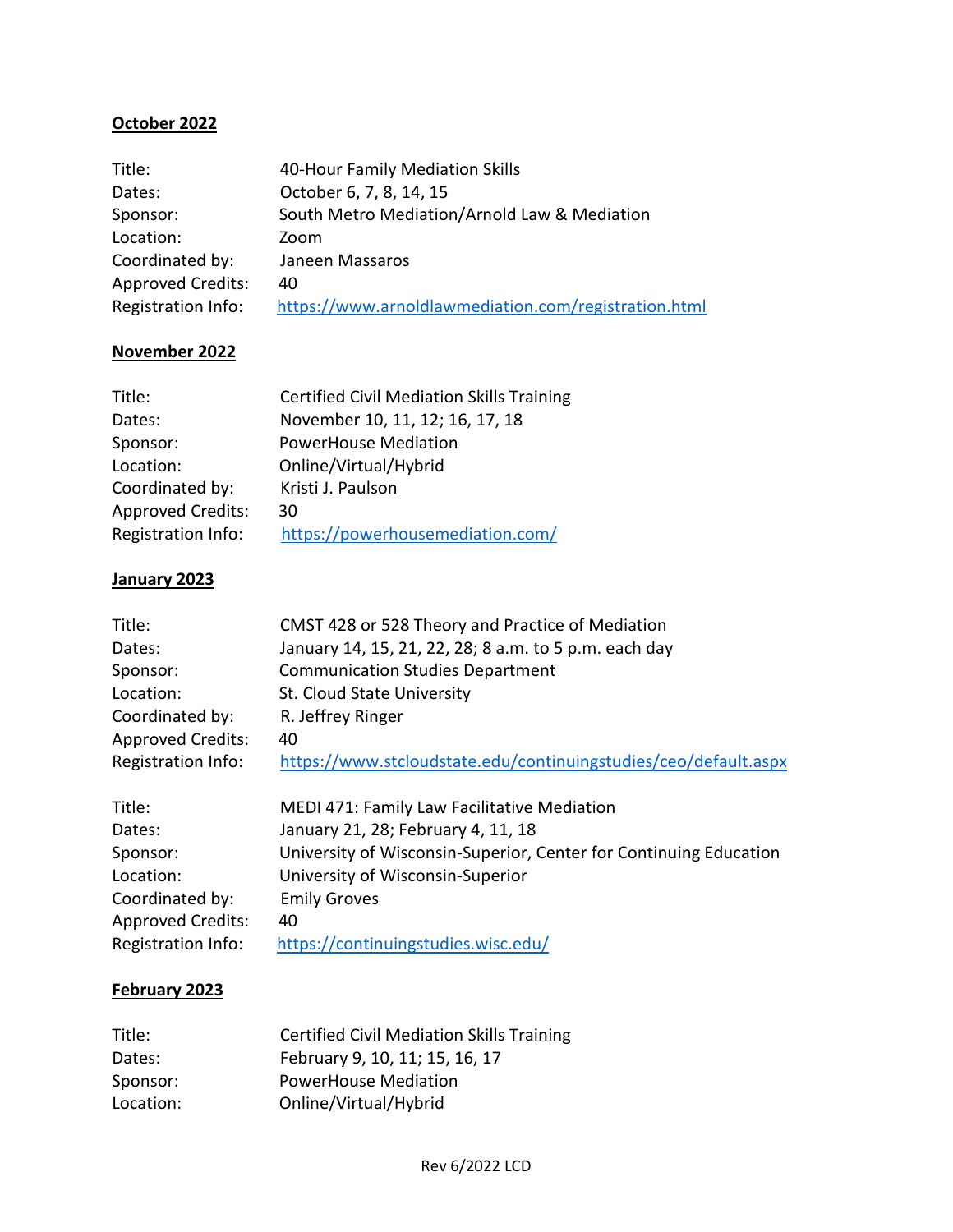**October 2022**

Title: 40-Hour Family Mediation Skills
Dates: October 6, 7, 8, 14, 15
Sponsor: South Metro Mediation/Arnold Law & Mediation
Location: Zoom
Coordinated by: Janeen Massaros
Approved Credits: 40
Registration Info: https://www.arnoldlawmediation.com/registration.html

**November 2022**

Title: Certified Civil Mediation Skills Training
Dates: November 10, 11, 12; 16, 17, 18
Sponsor: PowerHouse Mediation
Location: Online/Virtual/Hybrid
Coordinated by: Kristi J. Paulson
Approved Credits: 30
Registration Info: https://powerhousemediation.com/

**January 2023**

Title: CMST 428 or 528 Theory and Practice of Mediation
Dates: January 14, 15, 21, 22, 28; 8 a.m. to 5 p.m. each day
Sponsor: Communication Studies Department
Location: St. Cloud State University
Coordinated by: R. Jeffrey Ringer
Approved Credits: 40
Registration Info: https://www.stcloudstate.edu/continuingstudies/ceo/default.aspx

Title: MEDI 471: Family Law Facilitative Mediation
Dates: January 21, 28; February 4, 11, 18
Sponsor: University of Wisconsin-Superior, Center for Continuing Education
Location: University of Wisconsin-Superior
Coordinated by: Emily Groves
Approved Credits: 40
Registration Info: https://continuingstudies.wisc.edu/

**February 2023**

Title: Certified Civil Mediation Skills Training
Dates: February 9, 10, 11; 15, 16, 17
Sponsor: PowerHouse Mediation
Location: Online/Virtual/Hybrid

Rev 6/2022 LCD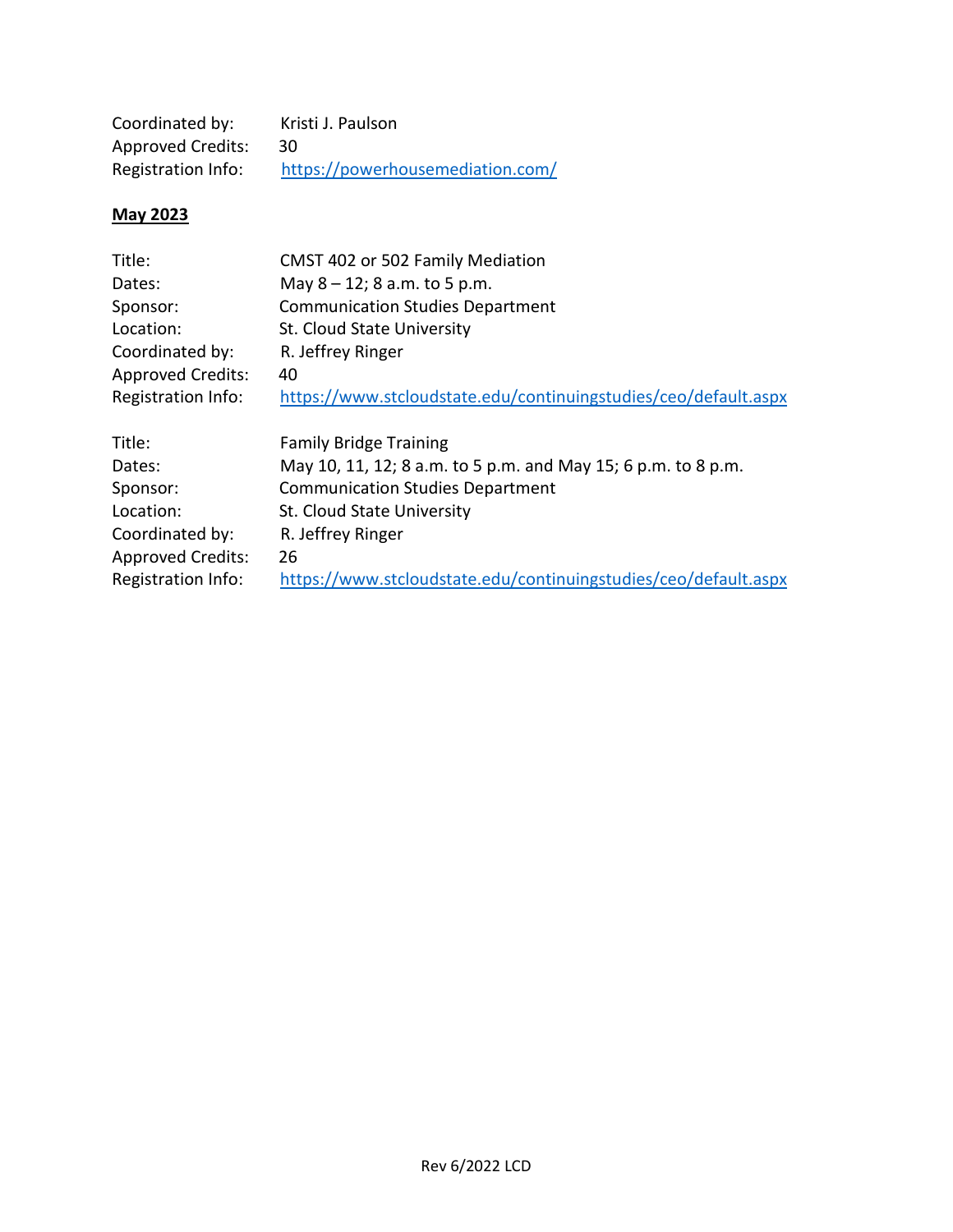Coordinated by: Kristi J. Paulson
Approved Credits: 30
Registration Info: https://powerhousemediation.com/

**May 2023**

Title: CMST 402 or 502 Family Mediation
Dates: May 8 – 12; 8 a.m. to 5 p.m.
Sponsor: Communication Studies Department
Location: St. Cloud State University
Coordinated by: R. Jeffrey Ringer
Approved Credits: 40
Registration Info: https://www.stcloudstate.edu/continuingstudies/ceo/default.aspx

Title: Family Bridge Training
Dates: May 10, 11, 12; 8 a.m. to 5 p.m. and May 15; 6 p.m. to 8 p.m.
Sponsor: Communication Studies Department
Location: St. Cloud State University
Coordinated by: R. Jeffrey Ringer
Approved Credits: 26
Registration Info: https://www.stcloudstate.edu/continuingstudies/ceo/default.aspx